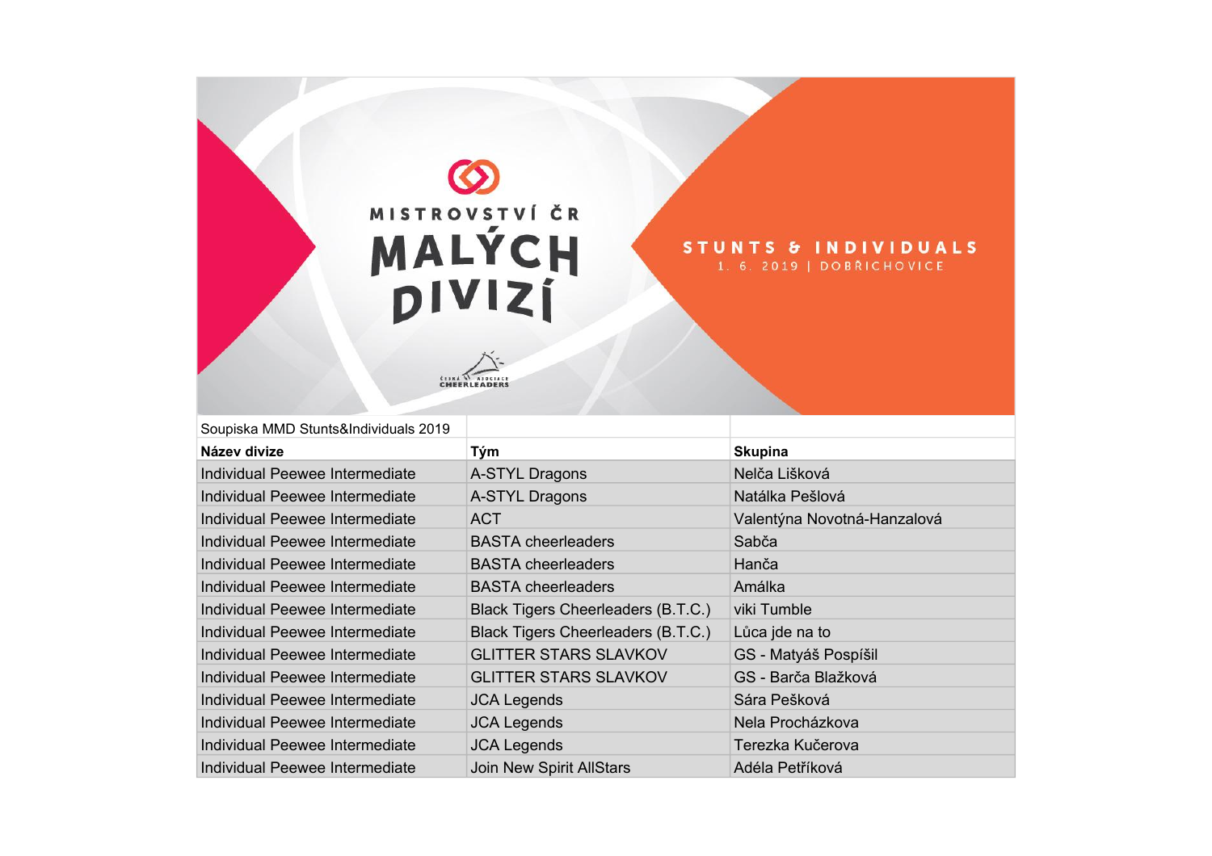# MISTROVSTVÍ ČR MALÝCH DIVIZÍ

## STUNTS & INDIVIDUALS

1. 6. 2019 | DOBŘICHOVICE

ČESKÁ ASOCIACE CHEERLEADERS

| Soupiska MMD Stunts&Individuals 2019 | | |
|---|---|---|
| **Název divize** | **Tým** | **Skupina** |
| Individual Peewee Intermediate | A-STYL Dragons | Nelča Lišková |
| Individual Peewee Intermediate | A-STYL Dragons | Natálka Pešlová |
| Individual Peewee Intermediate | ACT | Valentýna Novotná-Hanzalová |
| Individual Peewee Intermediate | BASTA cheerleaders | Sabča |
| Individual Peewee Intermediate | BASTA cheerleaders | Hanča |
| Individual Peewee Intermediate | BASTA cheerleaders | Amálka |
| Individual Peewee Intermediate | Black Tigers Cheerleaders (B.T.C.) | viki Tumble |
| Individual Peewee Intermediate | Black Tigers Cheerleaders (B.T.C.) | Lůca jde na to |
| Individual Peewee Intermediate | GLITTER STARS SLAVKOV | GS - Matyáš Pospíšil |
| Individual Peewee Intermediate | GLITTER STARS SLAVKOV | GS - Barča Blažková |
| Individual Peewee Intermediate | JCA Legends | Sára Pešková |
| Individual Peewee Intermediate | JCA Legends | Nela Procházkova |
| Individual Peewee Intermediate | JCA Legends | Terezka Kučerova |
| Individual Peewee Intermediate | Join New Spirit AllStars | Adéla Petříková |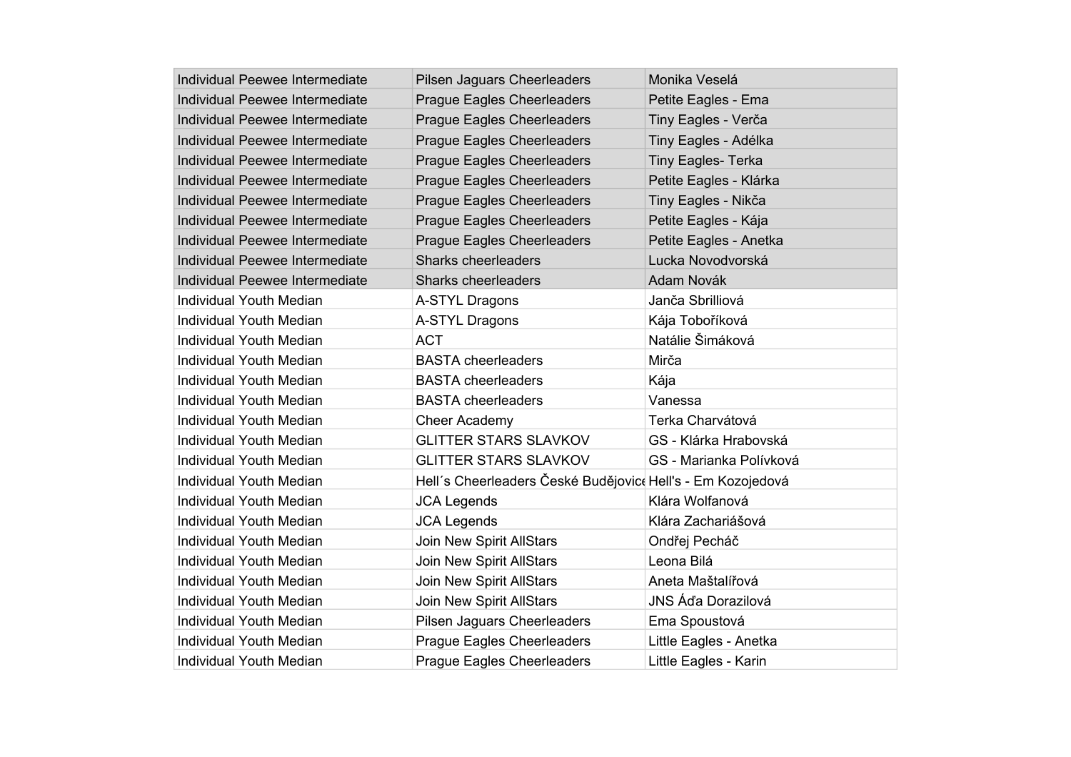| Individual Peewee Intermediate | Pilsen Jaguars Cheerleaders | Monika Veselá |
|---|---|---|
| Individual Peewee Intermediate | Prague Eagles Cheerleaders | Petite Eagles - Ema |
| Individual Peewee Intermediate | Prague Eagles Cheerleaders | Tiny Eagles - Verča |
| Individual Peewee Intermediate | Prague Eagles Cheerleaders | Tiny Eagles - Adélka |
| Individual Peewee Intermediate | Prague Eagles Cheerleaders | Tiny Eagles- Terka |
| Individual Peewee Intermediate | Prague Eagles Cheerleaders | Petite Eagles - Klárka |
| Individual Peewee Intermediate | Prague Eagles Cheerleaders | Tiny Eagles - Nikča |
| Individual Peewee Intermediate | Prague Eagles Cheerleaders | Petite Eagles - Kája |
| Individual Peewee Intermediate | Prague Eagles Cheerleaders | Petite Eagles - Anetka |
| Individual Peewee Intermediate | Sharks cheerleaders | Lucka Novodvorská |
| Individual Peewee Intermediate | Sharks cheerleaders | Adam Novák |
| Individual Youth Median | A-STYL Dragons | Janča Sbrilliová |
| Individual Youth Median | A-STYL Dragons | Kája Tobolíková |
| Individual Youth Median | ACT | Natálie Šimáková |
| Individual Youth Median | BASTA cheerleaders | Mirča |
| Individual Youth Median | BASTA cheerleaders | Kája |
| Individual Youth Median | BASTA cheerleaders | Vanessa |
| Individual Youth Median | Cheer Academy | Terka Charvátová |
| Individual Youth Median | GLITTER STARS SLAVKOV | GS - Klárka Hrabovská |
| Individual Youth Median | GLITTER STARS SLAVKOV | GS - Marianka Polívková |
| Individual Youth Median | Hell´s Cheerleaders České Budějovice | Hell's - Em Kozojedová |
| Individual Youth Median | JCA Legends | Klára Wolfanová |
| Individual Youth Median | JCA Legends | Klára Zachariášová |
| Individual Youth Median | Join New Spirit AllStars | Ondřej Pecháč |
| Individual Youth Median | Join New Spirit AllStars | Leona Bilá |
| Individual Youth Median | Join New Spirit AllStars | Aneta Maštalířová |
| Individual Youth Median | Join New Spirit AllStars | JNS Áďa Dorazilová |
| Individual Youth Median | Pilsen Jaguars Cheerleaders | Ema Spoustová |
| Individual Youth Median | Prague Eagles Cheerleaders | Little Eagles - Anetka |
| Individual Youth Median | Prague Eagles Cheerleaders | Little Eagles - Karin |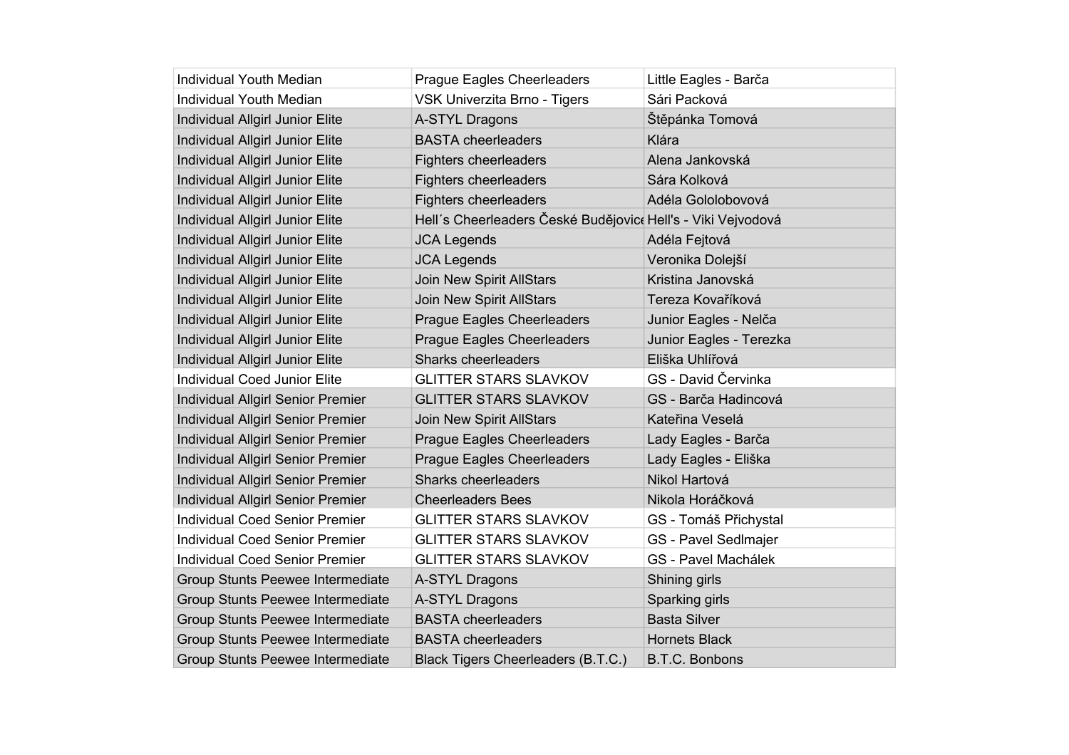| Individual Youth Median | Prague Eagles Cheerleaders | Little Eagles - Barča |
|---|---|---|
| Individual Youth Median | VSK Univerzita Brno - Tigers | Sári Packová |
| Individual Allgirl Junior Elite | A-STYL Dragons | Štěpánka Tomová |
| Individual Allgirl Junior Elite | BASTA cheerleaders | Klára |
| Individual Allgirl Junior Elite | Fighters cheerleaders | Alena Jankovská |
| Individual Allgirl Junior Elite | Fighters cheerleaders | Sára Kolková |
| Individual Allgirl Junior Elite | Fighters cheerleaders | Adéla Gololobovová |
| Individual Allgirl Junior Elite | Hell´s Cheerleaders České Budějovice | Hell's - Viki Vejvodová |
| Individual Allgirl Junior Elite | JCA Legends | Adéla Fejtová |
| Individual Allgirl Junior Elite | JCA Legends | Veronika Dolejší |
| Individual Allgirl Junior Elite | Join New Spirit AllStars | Kristina Janovská |
| Individual Allgirl Junior Elite | Join New Spirit AllStars | Tereza Kovaříková |
| Individual Allgirl Junior Elite | Prague Eagles Cheerleaders | Junior Eagles - Nelča |
| Individual Allgirl Junior Elite | Prague Eagles Cheerleaders | Junior Eagles - Terezka |
| Individual Allgirl Junior Elite | Sharks cheerleaders | Eliška Uhlířová |
| Individual Coed Junior Elite | GLITTER STARS SLAVKOV | GS - David Červinka |
| Individual Allgirl Senior Premier | GLITTER STARS SLAVKOV | GS - Barča Hadincová |
| Individual Allgirl Senior Premier | Join New Spirit AllStars | Kateřina Veselá |
| Individual Allgirl Senior Premier | Prague Eagles Cheerleaders | Lady Eagles - Barča |
| Individual Allgirl Senior Premier | Prague Eagles Cheerleaders | Lady Eagles - Eliška |
| Individual Allgirl Senior Premier | Sharks cheerleaders | Nikol Hartová |
| Individual Allgirl Senior Premier | Cheerleaders Bees | Nikola Horáčková |
| Individual Coed Senior Premier | GLITTER STARS SLAVKOV | GS - Tomáš Přichystal |
| Individual Coed Senior Premier | GLITTER STARS SLAVKOV | GS - Pavel Sedlmajer |
| Individual Coed Senior Premier | GLITTER STARS SLAVKOV | GS - Pavel Machálek |
| Group Stunts Peewee Intermediate | A-STYL Dragons | Shining girls |
| Group Stunts Peewee Intermediate | A-STYL Dragons | Sparking girls |
| Group Stunts Peewee Intermediate | BASTA cheerleaders | Basta Silver |
| Group Stunts Peewee Intermediate | BASTA cheerleaders | Hornets Black |
| Group Stunts Peewee Intermediate | Black Tigers Cheerleaders (B.T.C.) | B.T.C. Bonbons |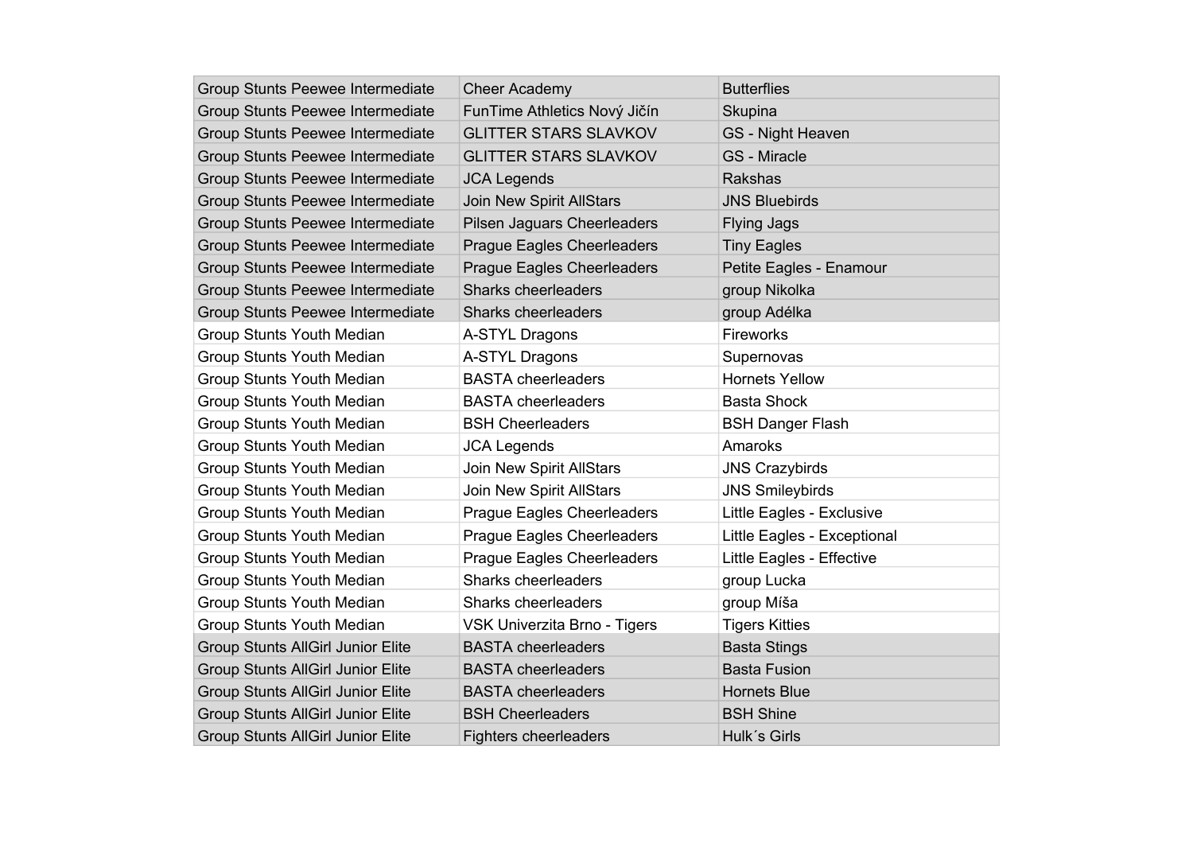| | | |
|---|---|---|
| Group Stunts Peewee Intermediate | Cheer Academy | Butterflies |
| Group Stunts Peewee Intermediate | FunTime Athletics Nový Jičín | Skupina |
| Group Stunts Peewee Intermediate | GLITTER STARS SLAVKOV | GS - Night Heaven |
| Group Stunts Peewee Intermediate | GLITTER STARS SLAVKOV | GS - Miracle |
| Group Stunts Peewee Intermediate | JCA Legends | Rakshas |
| Group Stunts Peewee Intermediate | Join New Spirit AllStars | JNS Bluebirds |
| Group Stunts Peewee Intermediate | Pilsen Jaguars Cheerleaders | Flying Jags |
| Group Stunts Peewee Intermediate | Prague Eagles Cheerleaders | Tiny Eagles |
| Group Stunts Peewee Intermediate | Prague Eagles Cheerleaders | Petite Eagles - Enamour |
| Group Stunts Peewee Intermediate | Sharks cheerleaders | group Nikolka |
| Group Stunts Peewee Intermediate | Sharks cheerleaders | group Adélka |
| Group Stunts Youth Median | A-STYL Dragons | Fireworks |
| Group Stunts Youth Median | A-STYL Dragons | Supernovas |
| Group Stunts Youth Median | BASTA cheerleaders | Hornets Yellow |
| Group Stunts Youth Median | BASTA cheerleaders | Basta Shock |
| Group Stunts Youth Median | BSH Cheerleaders | BSH Danger Flash |
| Group Stunts Youth Median | JCA Legends | Amaroks |
| Group Stunts Youth Median | Join New Spirit AllStars | JNS Crazybirds |
| Group Stunts Youth Median | Join New Spirit AllStars | JNS Smileybirds |
| Group Stunts Youth Median | Prague Eagles Cheerleaders | Little Eagles - Exclusive |
| Group Stunts Youth Median | Prague Eagles Cheerleaders | Little Eagles - Exceptional |
| Group Stunts Youth Median | Prague Eagles Cheerleaders | Little Eagles - Effective |
| Group Stunts Youth Median | Sharks cheerleaders | group Lucka |
| Group Stunts Youth Median | Sharks cheerleaders | group Míša |
| Group Stunts Youth Median | VSK Univerzita Brno - Tigers | Tigers Kitties |
| Group Stunts AllGirl Junior Elite | BASTA cheerleaders | Basta Stings |
| Group Stunts AllGirl Junior Elite | BASTA cheerleaders | Basta Fusion |
| Group Stunts AllGirl Junior Elite | BASTA cheerleaders | Hornets Blue |
| Group Stunts AllGirl Junior Elite | BSH Cheerleaders | BSH Shine |
| Group Stunts AllGirl Junior Elite | Fighters cheerleaders | Hulk´s Girls |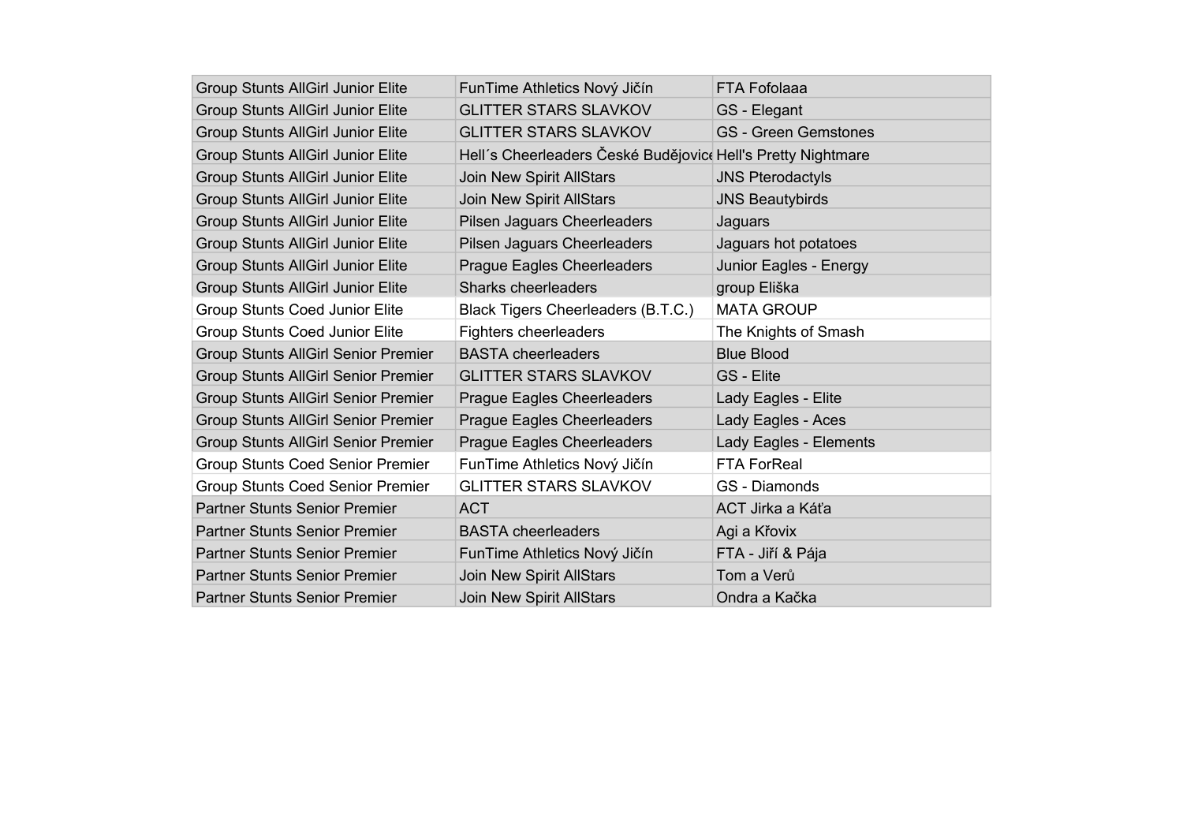| | | |
|---|---|---|
| Group Stunts AllGirl Junior Elite | FunTime Athletics Nový Jičín | FTA Fofolaaa |
| Group Stunts AllGirl Junior Elite | GLITTER STARS SLAVKOV | GS - Elegant |
| Group Stunts AllGirl Junior Elite | GLITTER STARS SLAVKOV | GS - Green Gemstones |
| Group Stunts AllGirl Junior Elite | Hell´s Cheerleaders České Budějovice | Hell's Pretty Nightmare |
| Group Stunts AllGirl Junior Elite | Join New Spirit AllStars | JNS Pterodactyls |
| Group Stunts AllGirl Junior Elite | Join New Spirit AllStars | JNS Beautybirds |
| Group Stunts AllGirl Junior Elite | Pilsen Jaguars Cheerleaders | Jaguars |
| Group Stunts AllGirl Junior Elite | Pilsen Jaguars Cheerleaders | Jaguars hot potatoes |
| Group Stunts AllGirl Junior Elite | Prague Eagles Cheerleaders | Junior Eagles - Energy |
| Group Stunts AllGirl Junior Elite | Sharks cheerleaders | group Eliška |
| Group Stunts Coed Junior Elite | Black Tigers Cheerleaders (B.T.C.) | MATA GROUP |
| Group Stunts Coed Junior Elite | Fighters cheerleaders | The Knights of Smash |
| Group Stunts AllGirl Senior Premier | BASTA cheerleaders | Blue Blood |
| Group Stunts AllGirl Senior Premier | GLITTER STARS SLAVKOV | GS - Elite |
| Group Stunts AllGirl Senior Premier | Prague Eagles Cheerleaders | Lady Eagles - Elite |
| Group Stunts AllGirl Senior Premier | Prague Eagles Cheerleaders | Lady Eagles - Aces |
| Group Stunts AllGirl Senior Premier | Prague Eagles Cheerleaders | Lady Eagles - Elements |
| Group Stunts Coed Senior Premier | FunTime Athletics Nový Jičín | FTA ForReal |
| Group Stunts Coed Senior Premier | GLITTER STARS SLAVKOV | GS - Diamonds |
| Partner Stunts Senior Premier | ACT | ACT Jirka a Káťa |
| Partner Stunts Senior Premier | BASTA cheerleaders | Agi a Křovix |
| Partner Stunts Senior Premier | FunTime Athletics Nový Jičín | FTA - Jiří & Pája |
| Partner Stunts Senior Premier | Join New Spirit AllStars | Tom a Verů |
| Partner Stunts Senior Premier | Join New Spirit AllStars | Ondra a Kačka |